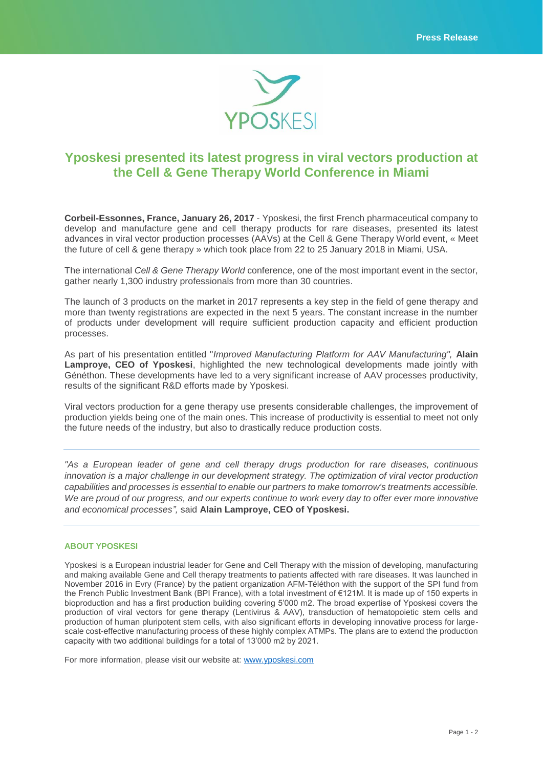Press Release

YPOSKESI

# Yposkesi presented its latest progress in viral vectors production at the Cell & Gene Therapy World Conference in Miami

**Corbeil-Essonnes, France, January 26, 2017** - Yposkesi, the first French pharmaceutical company to develop and manufacture gene and cell therapy products for rare diseases, presented its latest advances in viral vector production processes (AAVs) at the Cell & Gene Therapy World event, « Meet the future of cell & gene therapy » which took place from 22 to 25 January 2018 in Miami, USA.

The international *Cell & Gene Therapy World* conference, one of the most important event in the sector, gather nearly 1,300 industry professionals from more than 30 countries.

The launch of 3 products on the market in 2017 represents a key step in the field of gene therapy and more than twenty registrations are expected in the next 5 years. The constant increase in the number of products under development will require sufficient production capacity and efficient production processes.

As part of his presentation entitled "*Improved Manufacturing Platform for AAV Manufacturing",* **Alain Lamproye, CEO of Yposkesi**, highlighted the new technological developments made jointly with Généthon. These developments have led to a very significant increase of AAV processes productivity, results of the significant R&D efforts made by Yposkesi.

Viral vectors production for a gene therapy use presents considerable challenges, the improvement of production yields being one of the main ones. This increase of productivity is essential to meet not only the future needs of the industry, but also to drastically reduce production costs.

---

*"As a European leader of gene and cell therapy drugs production for rare diseases, continuous innovation is a major challenge in our development strategy. The optimization of viral vector production capabilities and processes is essential to enable our partners to make tomorrow's treatments accessible. We are proud of our progress, and our experts continue to work every day to offer ever more innovative and economical processes",* said **Alain Lamproye, CEO of Yposkesi.**

---

## ABOUT YPOSKESI

Yposkesi is a European industrial leader for Gene and Cell Therapy with the mission of developing, manufacturing and making available Gene and Cell therapy treatments to patients affected with rare diseases. It was launched in November 2016 in Evry (France) by the patient organization AFM-Téléthon with the support of the SPI fund from the French Public Investment Bank (BPI France), with a total investment of €121M. It is made up of 150 experts in bioproduction and has a first production building covering 5'000 m2. The broad expertise of Yposkesi covers the production of viral vectors for gene therapy (Lentivirus & AAV), transduction of hematopoietic stem cells and production of human pluripotent stem cells, with also significant efforts in developing innovative process for large-scale cost-effective manufacturing process of these highly complex ATMPs. The plans are to extend the production capacity with two additional buildings for a total of 13'000 m2 by 2021.

For more information, please visit our website at: [www.yposkesi.com](http://www.yposkesi.com)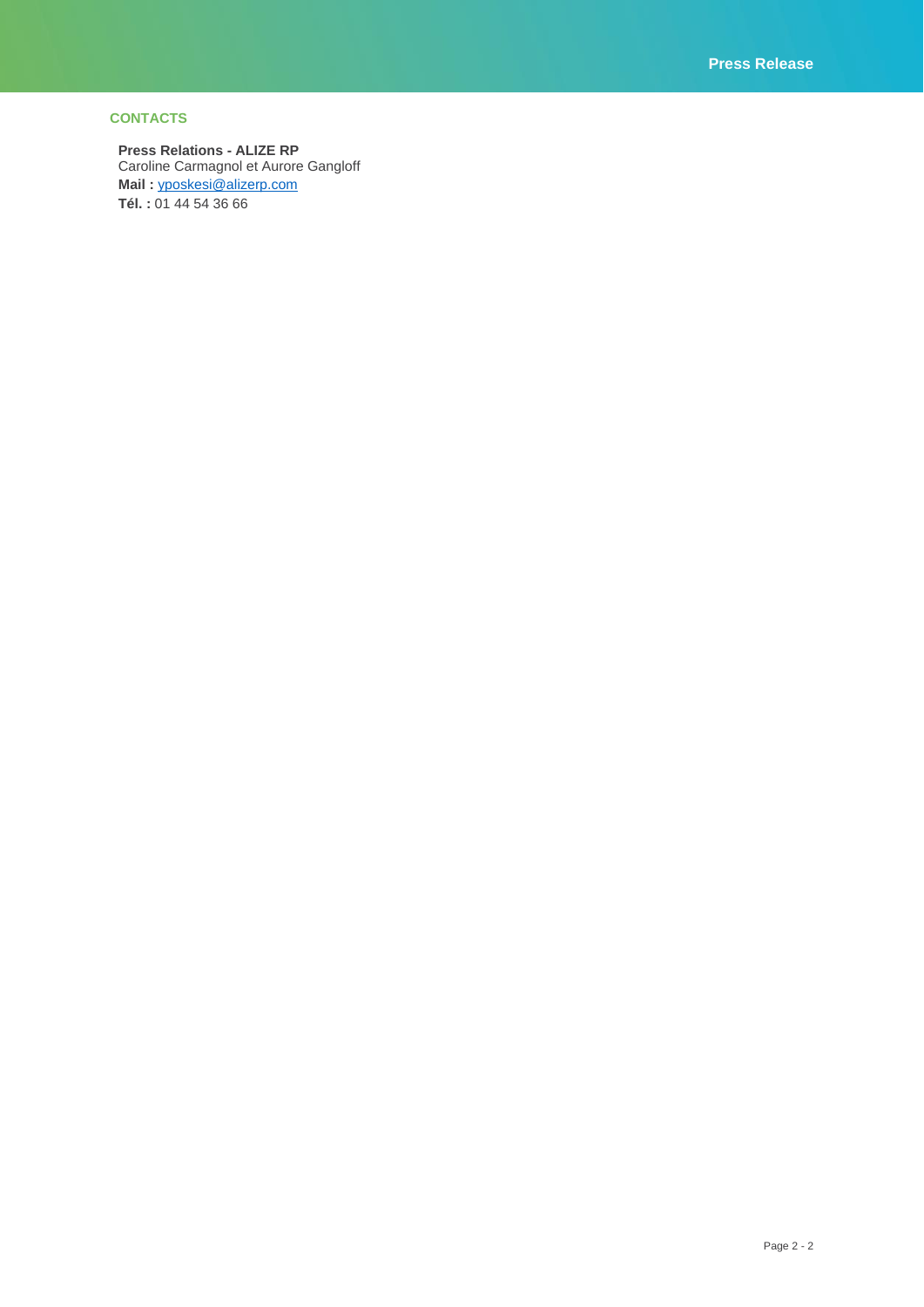## CONTACTS

**Press Relations - ALIZE RP**
Caroline Carmagnol et Aurore Gangloff
**Mail :** yposkesi@alizerp.com
**Tél. :** 01 44 54 36 66